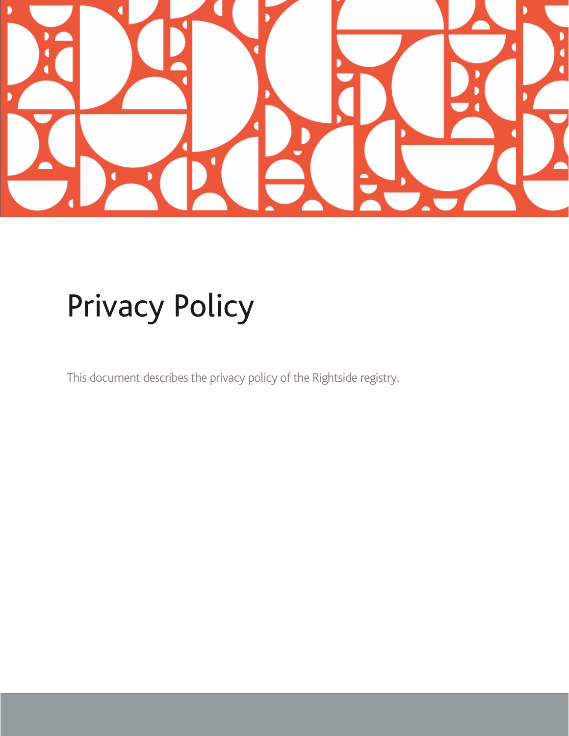# Privacy Policy

This document describes the privacy policy of the Rightside registry.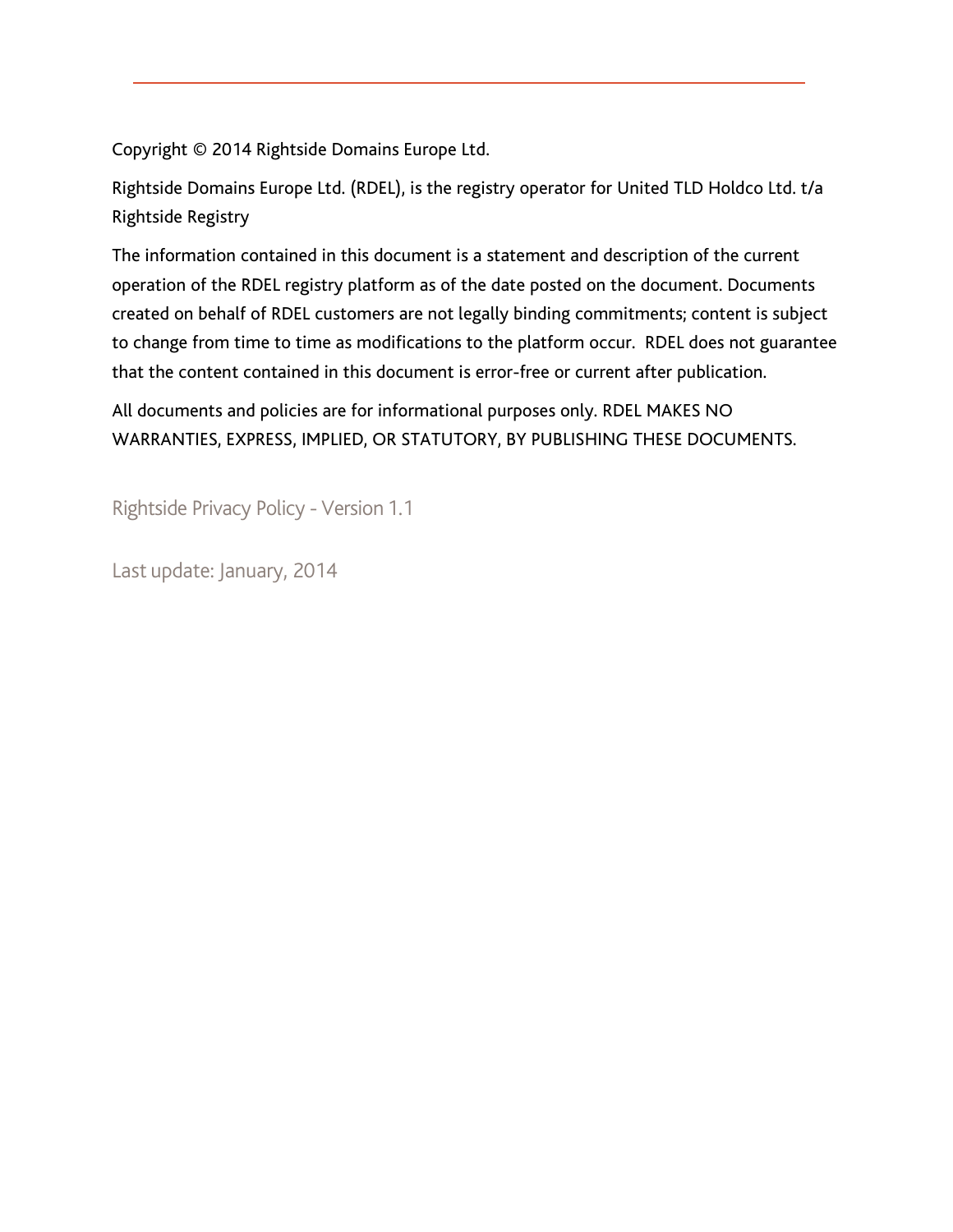Copyright © 2014 Rightside Domains Europe Ltd.

Rightside Domains Europe Ltd. (RDEL), is the registry operator for United TLD Holdco Ltd. t/a Rightside Registry

The information contained in this document is a statement and description of the current operation of the RDEL registry platform as of the date posted on the document. Documents created on behalf of RDEL customers are not legally binding commitments; content is subject to change from time to time as modifications to the platform occur. RDEL does not guarantee that the content contained in this document is error-free or current after publication.

All documents and policies are for informational purposes only. RDEL MAKES NO WARRANTIES, EXPRESS, IMPLIED, OR STATUTORY, BY PUBLISHING THESE DOCUMENTS.

Rightside Privacy Policy - Version 1.1

Last update: January, 2014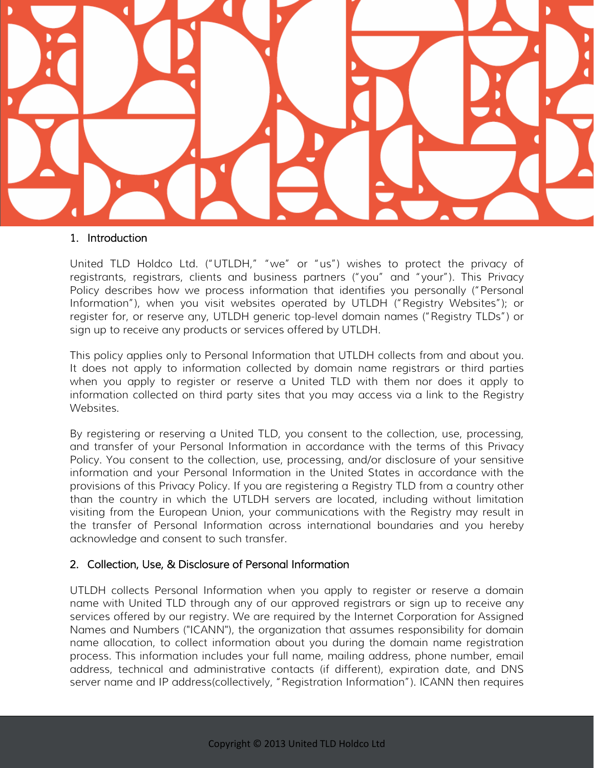## 1. Introduction

United TLD Holdco Ltd. ("UTLDH," "we" or "us") wishes to protect the privacy of registrants, registrars, clients and business partners ("you" and "your"). This Privacy Policy describes how we process information that identifies you personally ("Personal Information"), when you visit websites operated by UTLDH ("Registry Websites"); or register for, or reserve any, UTLDH generic top-level domain names ("Registry TLDs") or sign up to receive any products or services offered by UTLDH.

This policy applies only to Personal Information that UTLDH collects from and about you. It does not apply to information collected by domain name registrars or third parties when you apply to register or reserve a United TLD with them nor does it apply to information collected on third party sites that you may access via a link to the Registry Websites.

By registering or reserving a United TLD, you consent to the collection, use, processing, and transfer of your Personal Information in accordance with the terms of this Privacy Policy. You consent to the collection, use, processing, and/or disclosure of your sensitive information and your Personal Information in the United States in accordance with the provisions of this Privacy Policy. If you are registering a Registry TLD from a country other than the country in which the UTLDH servers are located, including without limitation visiting from the European Union, your communications with the Registry may result in the transfer of Personal Information across international boundaries and you hereby acknowledge and consent to such transfer.

## 2. Collection, Use, & Disclosure of Personal Information

UTLDH collects Personal Information when you apply to register or reserve a domain name with United TLD through any of our approved registrars or sign up to receive any services offered by our registry. We are required by the Internet Corporation for Assigned Names and Numbers ("ICANN"), the organization that assumes responsibility for domain name allocation, to collect information about you during the domain name registration process. This information includes your full name, mailing address, phone number, email address, technical and administrative contacts (if different), expiration date, and DNS server name and IP address(collectively, "Registration Information"). ICANN then requires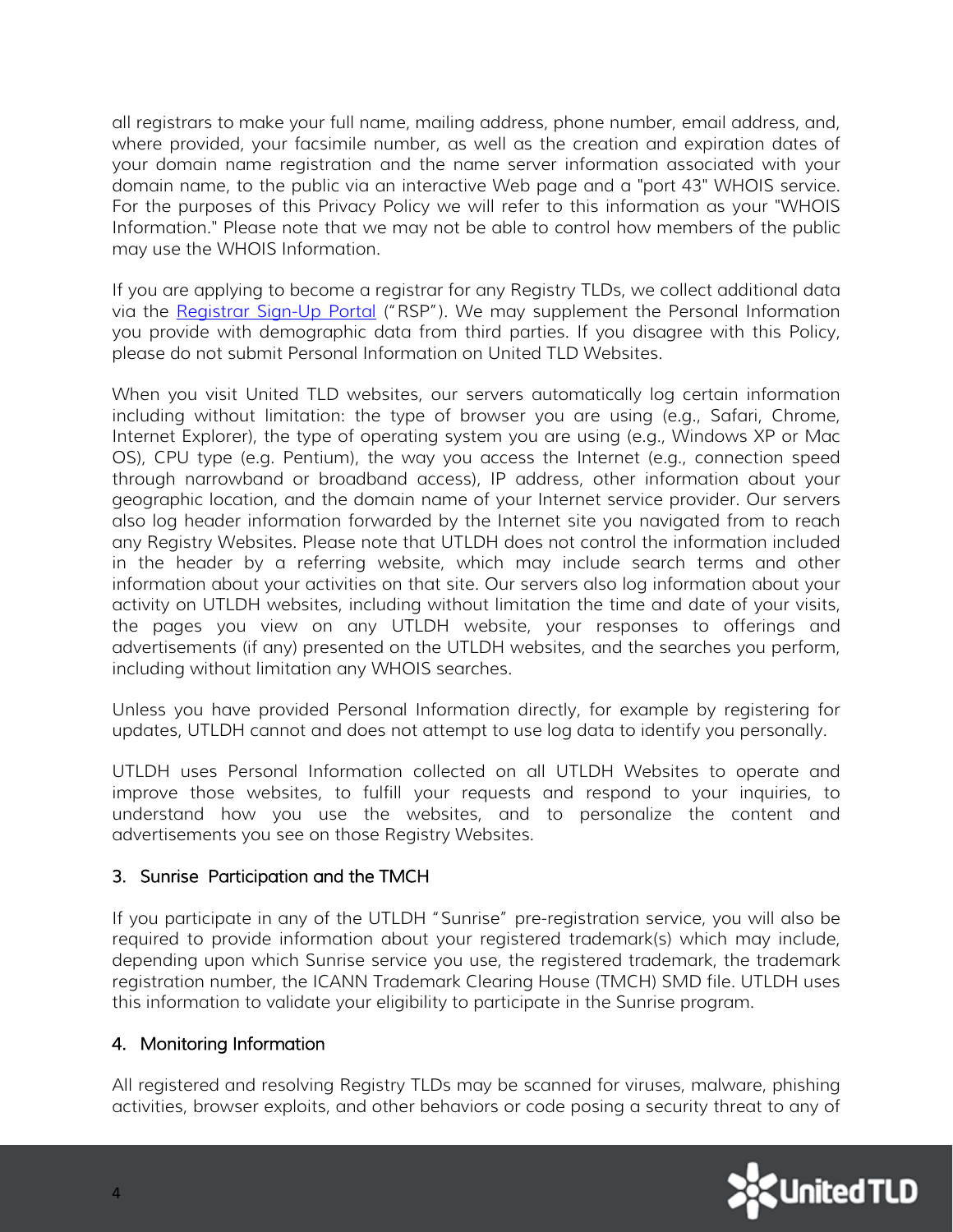all registrars to make your full name, mailing address, phone number, email address, and, where provided, your facsimile number, as well as the creation and expiration dates of your domain name registration and the name server information associated with your domain name, to the public via an interactive Web page and a "port 43" WHOIS service. For the purposes of this Privacy Policy we will refer to this information as your "WHOIS Information." Please note that we may not be able to control how members of the public may use the WHOIS Information.

If you are applying to become a registrar for any Registry TLDs, we collect additional data via the Registrar Sign-Up Portal ("RSP"). We may supplement the Personal Information you provide with demographic data from third parties. If you disagree with this Policy, please do not submit Personal Information on United TLD Websites.

When you visit United TLD websites, our servers automatically log certain information including without limitation: the type of browser you are using (e.g., Safari, Chrome, Internet Explorer), the type of operating system you are using (e.g., Windows XP or Mac OS), CPU type (e.g. Pentium), the way you access the Internet (e.g., connection speed through narrowband or broadband access), IP address, other information about your geographic location, and the domain name of your Internet service provider. Our servers also log header information forwarded by the Internet site you navigated from to reach any Registry Websites. Please note that UTLDH does not control the information included in the header by a referring website, which may include search terms and other information about your activities on that site. Our servers also log information about your activity on UTLDH websites, including without limitation the time and date of your visits, the pages you view on any UTLDH website, your responses to offerings and advertisements (if any) presented on the UTLDH websites, and the searches you perform, including without limitation any WHOIS searches.

Unless you have provided Personal Information directly, for example by registering for updates, UTLDH cannot and does not attempt to use log data to identify you personally.

UTLDH uses Personal Information collected on all UTLDH Websites to operate and improve those websites, to fulfill your requests and respond to your inquiries, to understand how you use the websites, and to personalize the content and advertisements you see on those Registry Websites.

## 3. Sunrise Participation and the TMCH

If you participate in any of the UTLDH "Sunrise" pre-registration service, you will also be required to provide information about your registered trademark(s) which may include, depending upon which Sunrise service you use, the registered trademark, the trademark registration number, the ICANN Trademark Clearing House (TMCH) SMD file. UTLDH uses this information to validate your eligibility to participate in the Sunrise program.

## 4. Monitoring Information

All registered and resolving Registry TLDs may be scanned for viruses, malware, phishing activities, browser exploits, and other behaviors or code posing a security threat to any of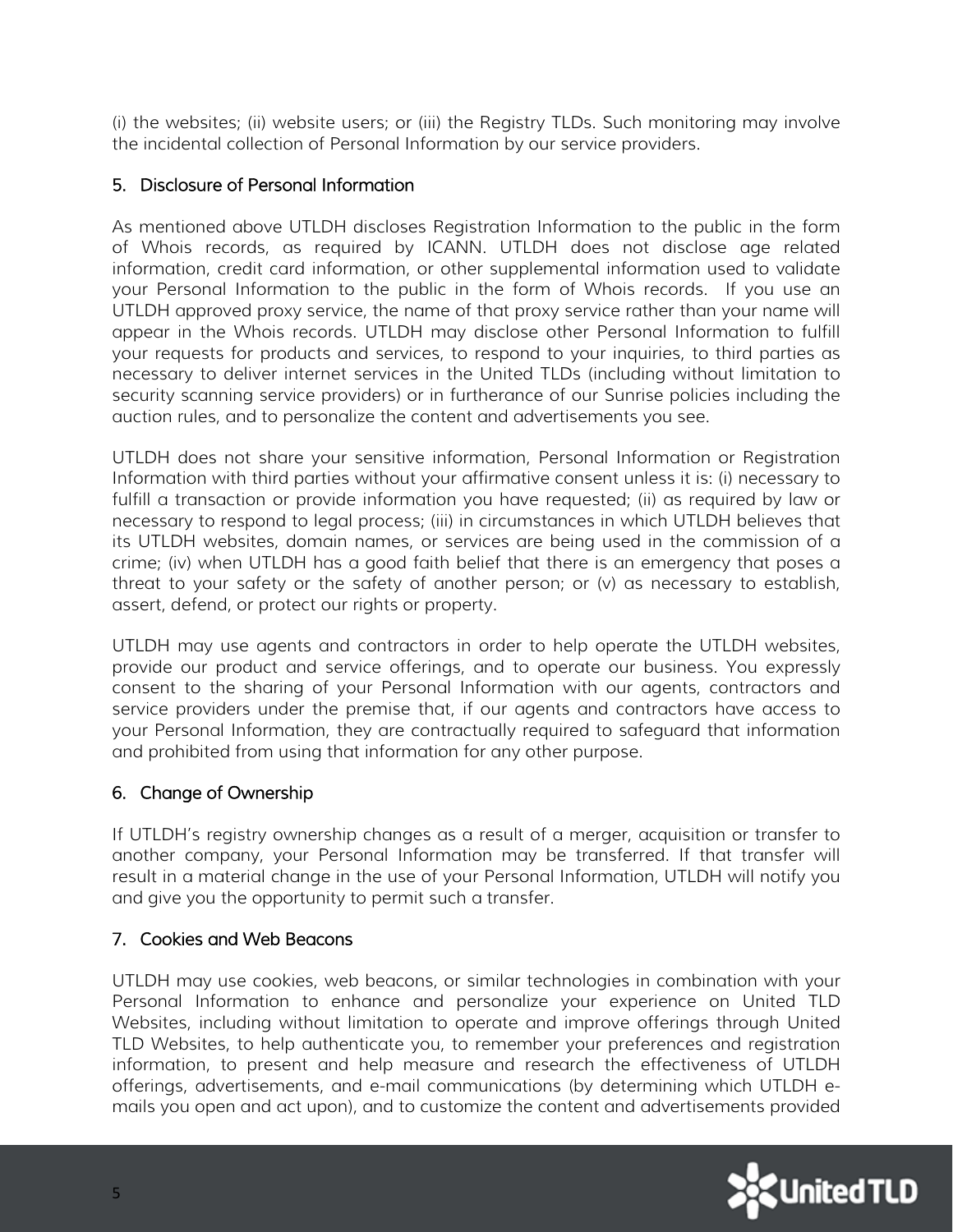(i) the websites; (ii) website users; or (iii) the Registry TLDs. Such monitoring may involve the incidental collection of Personal Information by our service providers.

## 5. Disclosure of Personal Information

As mentioned above UTLDH discloses Registration Information to the public in the form of Whois records, as required by ICANN. UTLDH does not disclose age related information, credit card information, or other supplemental information used to validate your Personal Information to the public in the form of Whois records. If you use an UTLDH approved proxy service, the name of that proxy service rather than your name will appear in the Whois records. UTLDH may disclose other Personal Information to fulfill your requests for products and services, to respond to your inquiries, to third parties as necessary to deliver internet services in the United TLDs (including without limitation to security scanning service providers) or in furtherance of our Sunrise policies including the auction rules, and to personalize the content and advertisements you see.

UTLDH does not share your sensitive information, Personal Information or Registration Information with third parties without your affirmative consent unless it is: (i) necessary to fulfill a transaction or provide information you have requested; (ii) as required by law or necessary to respond to legal process; (iii) in circumstances in which UTLDH believes that its UTLDH websites, domain names, or services are being used in the commission of a crime; (iv) when UTLDH has a good faith belief that there is an emergency that poses a threat to your safety or the safety of another person; or (v) as necessary to establish, assert, defend, or protect our rights or property.

UTLDH may use agents and contractors in order to help operate the UTLDH websites, provide our product and service offerings, and to operate our business. You expressly consent to the sharing of your Personal Information with our agents, contractors and service providers under the premise that, if our agents and contractors have access to your Personal Information, they are contractually required to safeguard that information and prohibited from using that information for any other purpose.

## 6. Change of Ownership

If UTLDH's registry ownership changes as a result of a merger, acquisition or transfer to another company, your Personal Information may be transferred. If that transfer will result in a material change in the use of your Personal Information, UTLDH will notify you and give you the opportunity to permit such a transfer.

## 7. Cookies and Web Beacons

UTLDH may use cookies, web beacons, or similar technologies in combination with your Personal Information to enhance and personalize your experience on United TLD Websites, including without limitation to operate and improve offerings through United TLD Websites, to help authenticate you, to remember your preferences and registration information, to present and help measure and research the effectiveness of UTLDH offerings, advertisements, and e-mail communications (by determining which UTLDH e-mails you open and act upon), and to customize the content and advertisements provided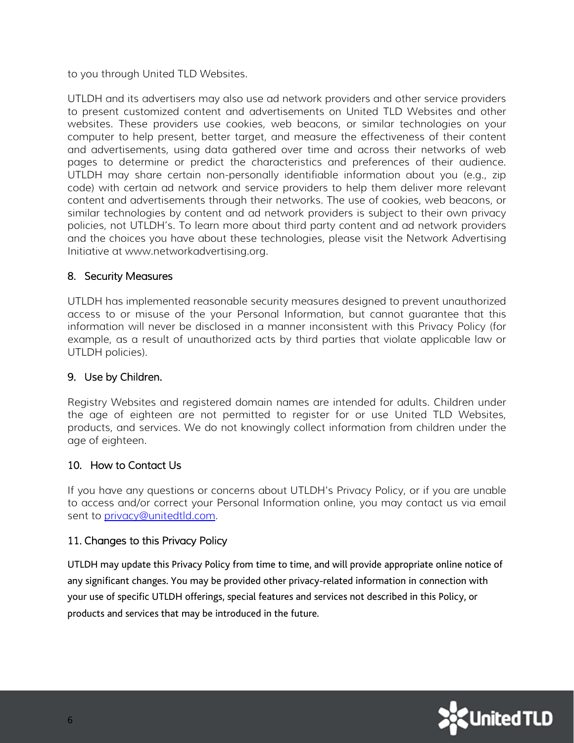to you through United TLD Websites.

UTLDH and its advertisers may also use ad network providers and other service providers to present customized content and advertisements on United TLD Websites and other websites. These providers use cookies, web beacons, or similar technologies on your computer to help present, better target, and measure the effectiveness of their content and advertisements, using data gathered over time and across their networks of web pages to determine or predict the characteristics and preferences of their audience. UTLDH may share certain non-personally identifiable information about you (e.g., zip code) with certain ad network and service providers to help them deliver more relevant content and advertisements through their networks. The use of cookies, web beacons, or similar technologies by content and ad network providers is subject to their own privacy policies, not UTLDH's. To learn more about third party content and ad network providers and the choices you have about these technologies, please visit the Network Advertising Initiative at www.networkadvertising.org.

## 8. Security Measures

UTLDH has implemented reasonable security measures designed to prevent unauthorized access to or misuse of the your Personal Information, but cannot guarantee that this information will never be disclosed in a manner inconsistent with this Privacy Policy (for example, as a result of unauthorized acts by third parties that violate applicable law or UTLDH policies).

## 9. Use by Children.

Registry Websites and registered domain names are intended for adults. Children under the age of eighteen are not permitted to register for or use United TLD Websites, products, and services. We do not knowingly collect information from children under the age of eighteen.

## 10. How to Contact Us

If you have any questions or concerns about UTLDH's Privacy Policy, or if you are unable to access and/or correct your Personal Information online, you may contact us via email sent to [privacy@unitedtld.com](mailto:privacy@unitedtld.com).

## 11. Changes to this Privacy Policy

UTLDH may update this Privacy Policy from time to time, and will provide appropriate online notice of any significant changes. You may be provided other privacy-related information in connection with your use of specific UTLDH offerings, special features and services not described in this Policy, or products and services that may be introduced in the future.